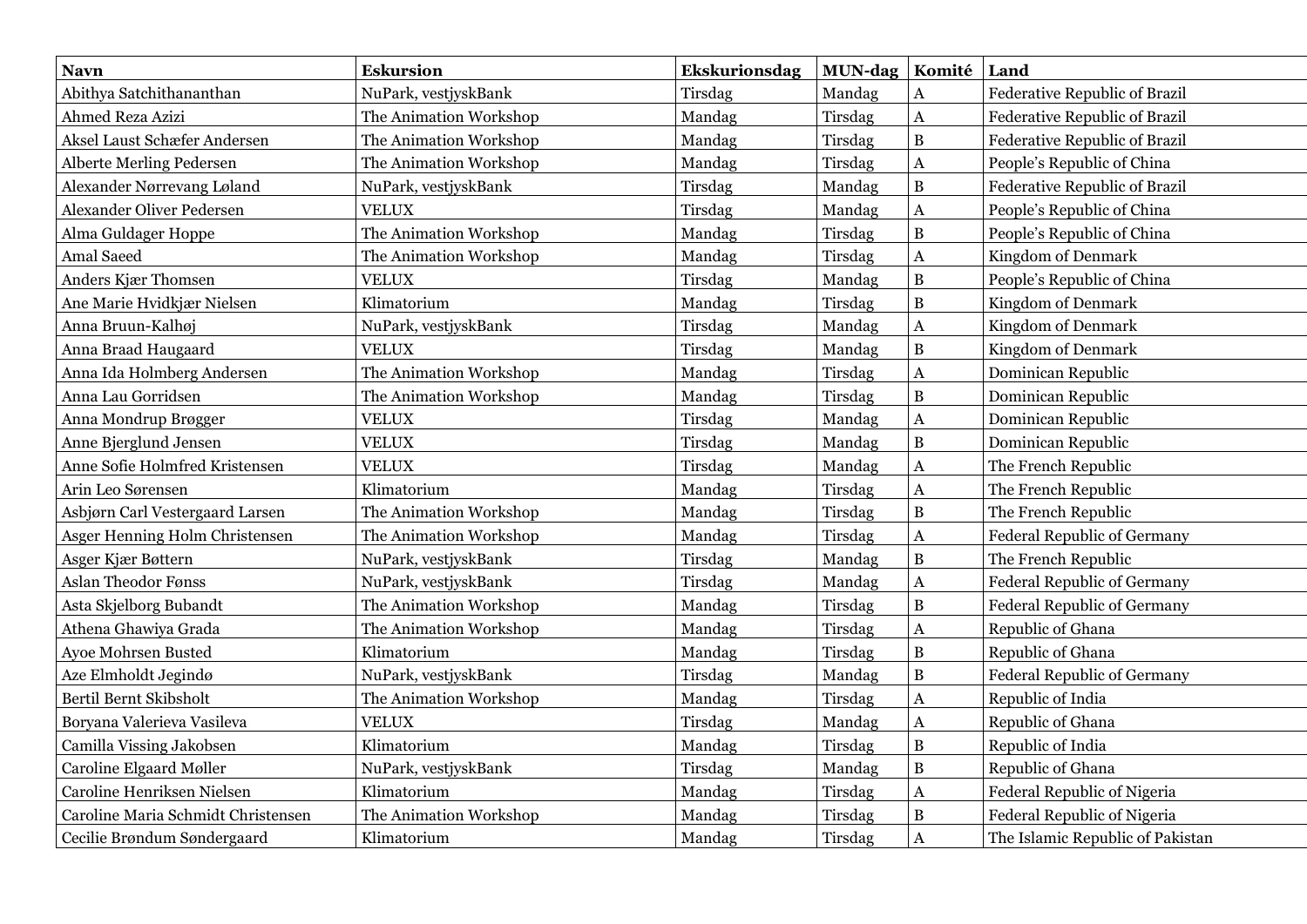| Navn | Eskursion | Ekskurionsdag | MUN-dag | Komité | Land |
| --- | --- | --- | --- | --- | --- |
| Abithya Satchithananthan | NuPark, vestjyskBank | Tirsdag | Mandag | A | Federative Republic of Brazil |
| Ahmed Reza Azizi | The Animation Workshop | Mandag | Tirsdag | A | Federative Republic of Brazil |
| Aksel Laust Schæfer Andersen | The Animation Workshop | Mandag | Tirsdag | B | Federative Republic of Brazil |
| Alberte Merling Pedersen | The Animation Workshop | Mandag | Tirsdag | A | People's Republic of China |
| Alexander Nørrevang Løland | NuPark, vestjyskBank | Tirsdag | Mandag | B | Federative Republic of Brazil |
| Alexander Oliver Pedersen | VELUX | Tirsdag | Mandag | A | People's Republic of China |
| Alma Guldager Hoppe | The Animation Workshop | Mandag | Tirsdag | B | People's Republic of China |
| Amal Saeed | The Animation Workshop | Mandag | Tirsdag | A | Kingdom of Denmark |
| Anders Kjær Thomsen | VELUX | Tirsdag | Mandag | B | People's Republic of China |
| Ane Marie Hvidkjær Nielsen | Klimatorium | Mandag | Tirsdag | B | Kingdom of Denmark |
| Anna Bruun-Kalhøj | NuPark, vestjyskBank | Tirsdag | Mandag | A | Kingdom of Denmark |
| Anna Braad Haugaard | VELUX | Tirsdag | Mandag | B | Kingdom of Denmark |
| Anna Ida Holmberg Andersen | The Animation Workshop | Mandag | Tirsdag | A | Dominican Republic |
| Anna Lau Gorridsen | The Animation Workshop | Mandag | Tirsdag | B | Dominican Republic |
| Anna Mondrup Brøgger | VELUX | Tirsdag | Mandag | A | Dominican Republic |
| Anne Bjerglund Jensen | VELUX | Tirsdag | Mandag | B | Dominican Republic |
| Anne Sofie Holmfred Kristensen | VELUX | Tirsdag | Mandag | A | The French Republic |
| Arin Leo Sørensen | Klimatorium | Mandag | Tirsdag | A | The French Republic |
| Asbjørn Carl Vestergaard Larsen | The Animation Workshop | Mandag | Tirsdag | B | The French Republic |
| Asger Henning Holm Christensen | The Animation Workshop | Mandag | Tirsdag | A | Federal Republic of Germany |
| Asger Kjær Bøttern | NuPark, vestjyskBank | Tirsdag | Mandag | B | The French Republic |
| Aslan Theodor Fønss | NuPark, vestjyskBank | Tirsdag | Mandag | A | Federal Republic of Germany |
| Asta Skjelborg Bubandt | The Animation Workshop | Mandag | Tirsdag | B | Federal Republic of Germany |
| Athena Ghawiya Grada | The Animation Workshop | Mandag | Tirsdag | A | Republic of Ghana |
| Ayoe Mohrsen Busted | Klimatorium | Mandag | Tirsdag | B | Republic of Ghana |
| Aze Elmholdt Jegindø | NuPark, vestjyskBank | Tirsdag | Mandag | B | Federal Republic of Germany |
| Bertil Bernt Skibsholt | The Animation Workshop | Mandag | Tirsdag | A | Republic of India |
| Boryana Valerieva Vasileva | VELUX | Tirsdag | Mandag | A | Republic of Ghana |
| Camilla Vissing Jakobsen | Klimatorium | Mandag | Tirsdag | B | Republic of India |
| Caroline Elgaard Møller | NuPark, vestjyskBank | Tirsdag | Mandag | B | Republic of Ghana |
| Caroline Henriksen Nielsen | Klimatorium | Mandag | Tirsdag | A | Federal Republic of Nigeria |
| Caroline Maria Schmidt Christensen | The Animation Workshop | Mandag | Tirsdag | B | Federal Republic of Nigeria |
| Cecilie Brøndum Søndergaard | Klimatorium | Mandag | Tirsdag | A | The Islamic Republic of Pakistan |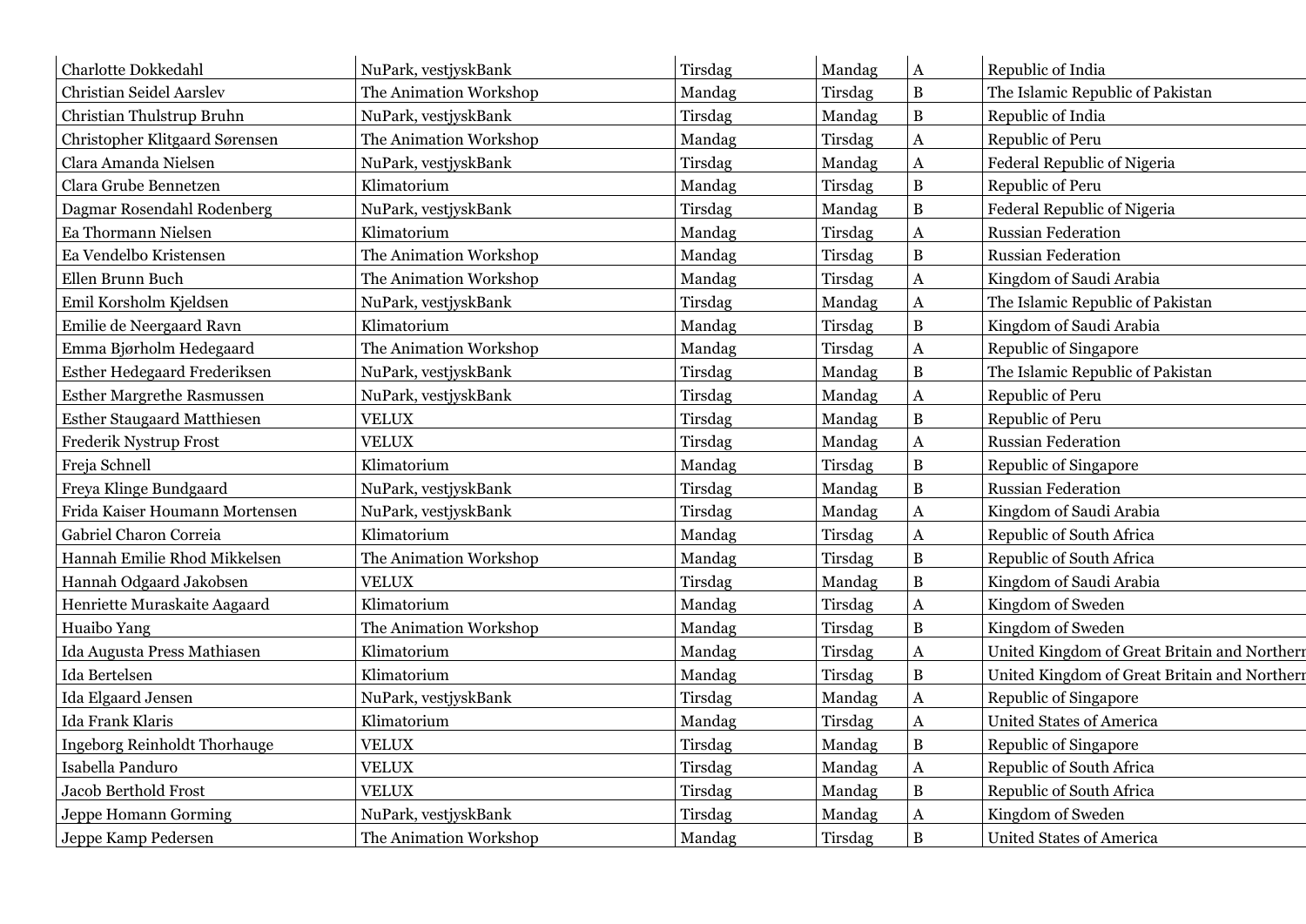| Charlotte Dokkedahl | NuPark, vestjyskBank | Tirsdag | Mandag | A | Republic of India |
|---|---|---|---|---|---|
| Christian Seidel Aarslev | The Animation Workshop | Mandag | Tirsdag | B | The Islamic Republic of Pakistan |
| Christian Thulstrup Bruhn | NuPark, vestjyskBank | Tirsdag | Mandag | B | Republic of India |
| Christopher Klitgaard Sørensen | The Animation Workshop | Mandag | Tirsdag | A | Republic of Peru |
| Clara Amanda Nielsen | NuPark, vestjyskBank | Tirsdag | Mandag | A | Federal Republic of Nigeria |
| Clara Grube Bennetzen | Klimatorium | Mandag | Tirsdag | B | Republic of Peru |
| Dagmar Rosendahl Rodenberg | NuPark, vestjyskBank | Tirsdag | Mandag | B | Federal Republic of Nigeria |
| Ea Thormann Nielsen | Klimatorium | Mandag | Tirsdag | A | Russian Federation |
| Ea Vendelbo Kristensen | The Animation Workshop | Mandag | Tirsdag | B | Russian Federation |
| Ellen Brunn Buch | The Animation Workshop | Mandag | Tirsdag | A | Kingdom of Saudi Arabia |
| Emil Korsholm Kjeldsen | NuPark, vestjyskBank | Tirsdag | Mandag | A | The Islamic Republic of Pakistan |
| Emilie de Neergaard Ravn | Klimatorium | Mandag | Tirsdag | B | Kingdom of Saudi Arabia |
| Emma Bjørholm Hedegaard | The Animation Workshop | Mandag | Tirsdag | A | Republic of Singapore |
| Esther Hedegaard Frederiksen | NuPark, vestjyskBank | Tirsdag | Mandag | B | The Islamic Republic of Pakistan |
| Esther Margrethe Rasmussen | NuPark, vestjyskBank | Tirsdag | Mandag | A | Republic of Peru |
| Esther Staugaard Matthiesen | VELUX | Tirsdag | Mandag | B | Republic of Peru |
| Frederik Nystrup Frost | VELUX | Tirsdag | Mandag | A | Russian Federation |
| Freja Schnell | Klimatorium | Mandag | Tirsdag | B | Republic of Singapore |
| Freya Klinge Bundgaard | NuPark, vestjyskBank | Tirsdag | Mandag | B | Russian Federation |
| Frida Kaiser Houmann Mortensen | NuPark, vestjyskBank | Tirsdag | Mandag | A | Kingdom of Saudi Arabia |
| Gabriel Charon Correia | Klimatorium | Mandag | Tirsdag | A | Republic of South Africa |
| Hannah Emilie Rhod Mikkelsen | The Animation Workshop | Mandag | Tirsdag | B | Republic of South Africa |
| Hannah Odgaard Jakobsen | VELUX | Tirsdag | Mandag | B | Kingdom of Saudi Arabia |
| Henriette Muraskaite Aagaard | Klimatorium | Mandag | Tirsdag | A | Kingdom of Sweden |
| Huaibo Yang | The Animation Workshop | Mandag | Tirsdag | B | Kingdom of Sweden |
| Ida Augusta Press Mathiasen | Klimatorium | Mandag | Tirsdag | A | United Kingdom of Great Britain and Northern |
| Ida Bertelsen | Klimatorium | Mandag | Tirsdag | B | United Kingdom of Great Britain and Northern |
| Ida Elgaard Jensen | NuPark, vestjyskBank | Tirsdag | Mandag | A | Republic of Singapore |
| Ida Frank Klaris | Klimatorium | Mandag | Tirsdag | A | United States of America |
| Ingeborg Reinholdt Thorhauge | VELUX | Tirsdag | Mandag | B | Republic of Singapore |
| Isabella Panduro | VELUX | Tirsdag | Mandag | A | Republic of South Africa |
| Jacob Berthold Frost | VELUX | Tirsdag | Mandag | B | Republic of South Africa |
| Jeppe Homann Gorming | NuPark, vestjyskBank | Tirsdag | Mandag | A | Kingdom of Sweden |
| Jeppe Kamp Pedersen | The Animation Workshop | Mandag | Tirsdag | B | United States of America |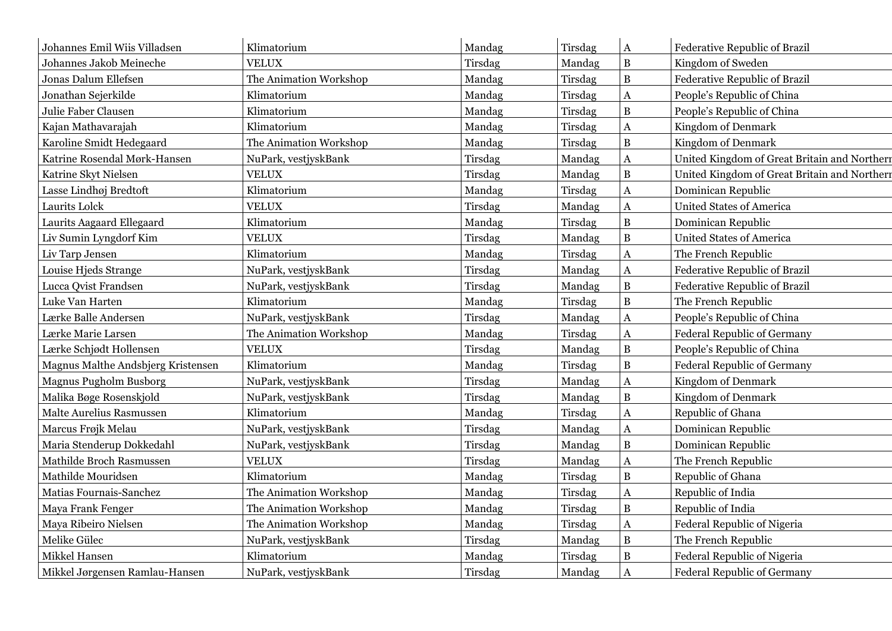| | | | | | |
|---|---|---|---|---|---|
| Johannes Emil Wiis Villadsen | Klimatorium | Mandag | Tirsdag | A | Federative Republic of Brazil |
| Johannes Jakob Meineche | VELUX | Tirsdag | Mandag | B | Kingdom of Sweden |
| Jonas Dalum Ellefsen | The Animation Workshop | Mandag | Tirsdag | B | Federative Republic of Brazil |
| Jonathan Sejerkilde | Klimatorium | Mandag | Tirsdag | A | People's Republic of China |
| Julie Faber Clausen | Klimatorium | Mandag | Tirsdag | B | People's Republic of China |
| Kajan Mathavarajah | Klimatorium | Mandag | Tirsdag | A | Kingdom of Denmark |
| Karoline Smidt Hedegaard | The Animation Workshop | Mandag | Tirsdag | B | Kingdom of Denmark |
| Katrine Rosendal Mørk-Hansen | NuPark, vestjyskBank | Tirsdag | Mandag | A | United Kingdom of Great Britain and Northern |
| Katrine Skyt Nielsen | VELUX | Tirsdag | Mandag | B | United Kingdom of Great Britain and Northern |
| Lasse Lindhøj Bredtoft | Klimatorium | Mandag | Tirsdag | A | Dominican Republic |
| Laurits Lolck | VELUX | Tirsdag | Mandag | A | United States of America |
| Laurits Aagaard Ellegaard | Klimatorium | Mandag | Tirsdag | B | Dominican Republic |
| Liv Sumin Lyngdorf Kim | VELUX | Tirsdag | Mandag | B | United States of America |
| Liv Tarp Jensen | Klimatorium | Mandag | Tirsdag | A | The French Republic |
| Louise Hjeds Strange | NuPark, vestjyskBank | Tirsdag | Mandag | A | Federative Republic of Brazil |
| Lucca Qvist Frandsen | NuPark, vestjyskBank | Tirsdag | Mandag | B | Federative Republic of Brazil |
| Luke Van Harten | Klimatorium | Mandag | Tirsdag | B | The French Republic |
| Lærke Balle Andersen | NuPark, vestjyskBank | Tirsdag | Mandag | A | People's Republic of China |
| Lærke Marie Larsen | The Animation Workshop | Mandag | Tirsdag | A | Federal Republic of Germany |
| Lærke Schjødt Hollensen | VELUX | Tirsdag | Mandag | B | People's Republic of China |
| Magnus Malthe Andsbjerg Kristensen | Klimatorium | Mandag | Tirsdag | B | Federal Republic of Germany |
| Magnus Pugholm Busborg | NuPark, vestjyskBank | Tirsdag | Mandag | A | Kingdom of Denmark |
| Malika Bøge Rosenskjold | NuPark, vestjyskBank | Tirsdag | Mandag | B | Kingdom of Denmark |
| Malte Aurelius Rasmussen | Klimatorium | Mandag | Tirsdag | A | Republic of Ghana |
| Marcus Frøjk Melau | NuPark, vestjyskBank | Tirsdag | Mandag | A | Dominican Republic |
| Maria Stenderup Dokkedahl | NuPark, vestjyskBank | Tirsdag | Mandag | B | Dominican Republic |
| Mathilde Broch Rasmussen | VELUX | Tirsdag | Mandag | A | The French Republic |
| Mathilde Mouridsen | Klimatorium | Mandag | Tirsdag | B | Republic of Ghana |
| Matias Fournais-Sanchez | The Animation Workshop | Mandag | Tirsdag | A | Republic of India |
| Maya Frank Fenger | The Animation Workshop | Mandag | Tirsdag | B | Republic of India |
| Maya Ribeiro Nielsen | The Animation Workshop | Mandag | Tirsdag | A | Federal Republic of Nigeria |
| Melike Gülec | NuPark, vestjyskBank | Tirsdag | Mandag | B | The French Republic |
| Mikkel Hansen | Klimatorium | Mandag | Tirsdag | B | Federal Republic of Nigeria |
| Mikkel Jørgensen Ramlau-Hansen | NuPark, vestjyskBank | Tirsdag | Mandag | A | Federal Republic of Germany |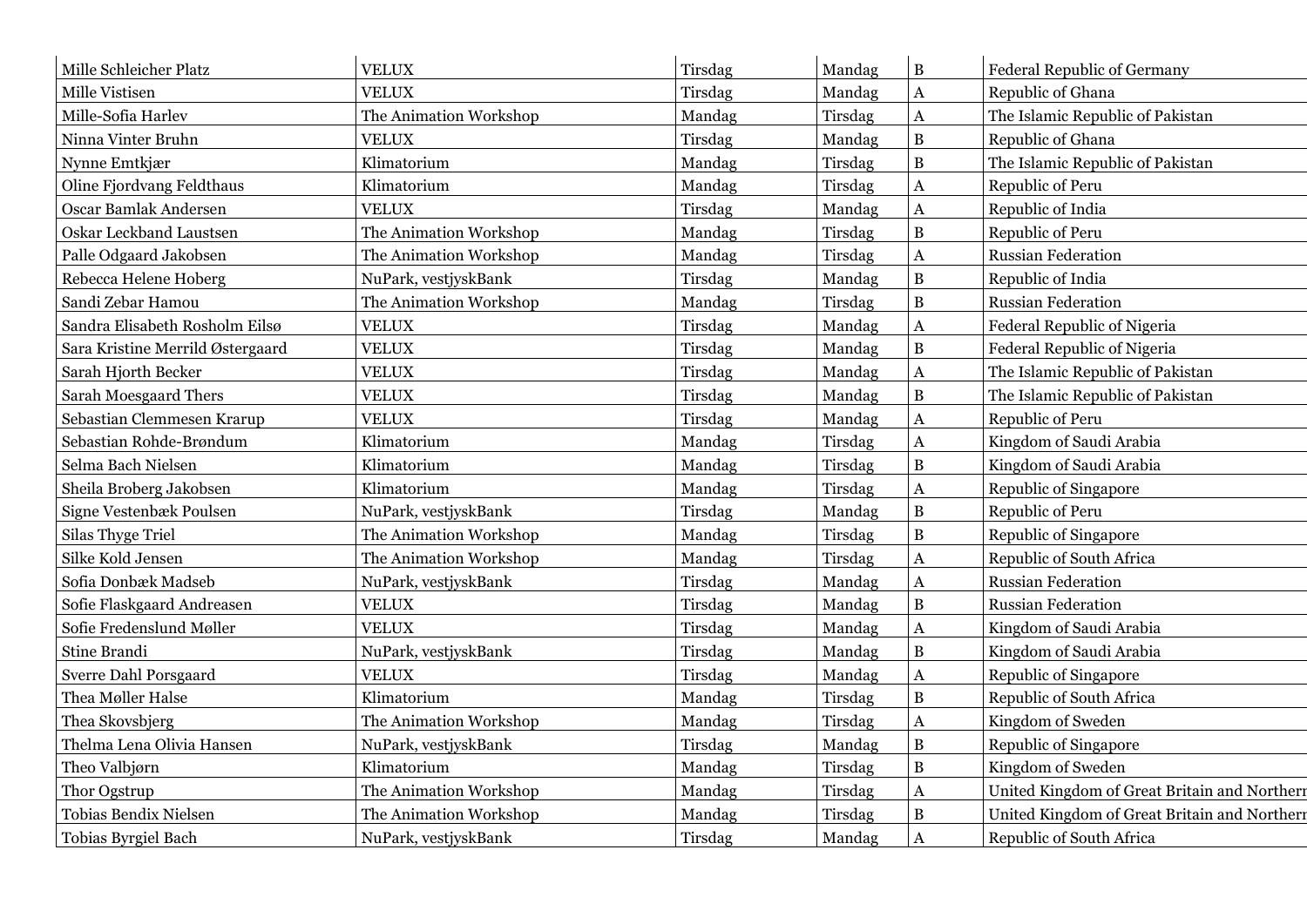| Mille Schleicher Platz | VELUX | Tirsdag | Mandag | B | Federal Republic of Germany |
|---|---|---|---|---|---|
| Mille Vistisen | VELUX | Tirsdag | Mandag | A | Republic of Ghana |
| Mille-Sofia Harlev | The Animation Workshop | Mandag | Tirsdag | A | The Islamic Republic of Pakistan |
| Ninna Vinter Bruhn | VELUX | Tirsdag | Mandag | B | Republic of Ghana |
| Nynne Emtkjær | Klimatorium | Mandag | Tirsdag | B | The Islamic Republic of Pakistan |
| Oline Fjordvang Feldthaus | Klimatorium | Mandag | Tirsdag | A | Republic of Peru |
| Oscar Bamlak Andersen | VELUX | Tirsdag | Mandag | A | Republic of India |
| Oskar Leckband Laustsen | The Animation Workshop | Mandag | Tirsdag | B | Republic of Peru |
| Palle Odgaard Jakobsen | The Animation Workshop | Mandag | Tirsdag | A | Russian Federation |
| Rebecca Helene Hoberg | NuPark, vestjyskBank | Tirsdag | Mandag | B | Republic of India |
| Sandi Zebar Hamou | The Animation Workshop | Mandag | Tirsdag | B | Russian Federation |
| Sandra Elisabeth Rosholm Eilsø | VELUX | Tirsdag | Mandag | A | Federal Republic of Nigeria |
| Sara Kristine Merrild Østergaard | VELUX | Tirsdag | Mandag | B | Federal Republic of Nigeria |
| Sarah Hjorth Becker | VELUX | Tirsdag | Mandag | A | The Islamic Republic of Pakistan |
| Sarah Moesgaard Thers | VELUX | Tirsdag | Mandag | B | The Islamic Republic of Pakistan |
| Sebastian Clemmesen Krarup | VELUX | Tirsdag | Mandag | A | Republic of Peru |
| Sebastian Rohde-Brøndum | Klimatorium | Mandag | Tirsdag | A | Kingdom of Saudi Arabia |
| Selma Bach Nielsen | Klimatorium | Mandag | Tirsdag | B | Kingdom of Saudi Arabia |
| Sheila Broberg Jakobsen | Klimatorium | Mandag | Tirsdag | A | Republic of Singapore |
| Signe Vestenbæk Poulsen | NuPark, vestjyskBank | Tirsdag | Mandag | B | Republic of Peru |
| Silas Thyge Triel | The Animation Workshop | Mandag | Tirsdag | B | Republic of Singapore |
| Silke Kold Jensen | The Animation Workshop | Mandag | Tirsdag | A | Republic of South Africa |
| Sofia Donbæk Madseb | NuPark, vestjyskBank | Tirsdag | Mandag | A | Russian Federation |
| Sofie Flaskgaard Andreasen | VELUX | Tirsdag | Mandag | B | Russian Federation |
| Sofie Fredenslund Møller | VELUX | Tirsdag | Mandag | A | Kingdom of Saudi Arabia |
| Stine Brandi | NuPark, vestjyskBank | Tirsdag | Mandag | B | Kingdom of Saudi Arabia |
| Sverre Dahl Porsgaard | VELUX | Tirsdag | Mandag | A | Republic of Singapore |
| Thea Møller Halse | Klimatorium | Mandag | Tirsdag | B | Republic of South Africa |
| Thea Skovsbjerg | The Animation Workshop | Mandag | Tirsdag | A | Kingdom of Sweden |
| Thelma Lena Olivia Hansen | NuPark, vestjyskBank | Tirsdag | Mandag | B | Republic of Singapore |
| Theo Valbjørn | Klimatorium | Mandag | Tirsdag | B | Kingdom of Sweden |
| Thor Ogstrup | The Animation Workshop | Mandag | Tirsdag | A | United Kingdom of Great Britain and Northern |
| Tobias Bendix Nielsen | The Animation Workshop | Mandag | Tirsdag | B | United Kingdom of Great Britain and Northern |
| Tobias Byrgiel Bach | NuPark, vestjyskBank | Tirsdag | Mandag | A | Republic of South Africa |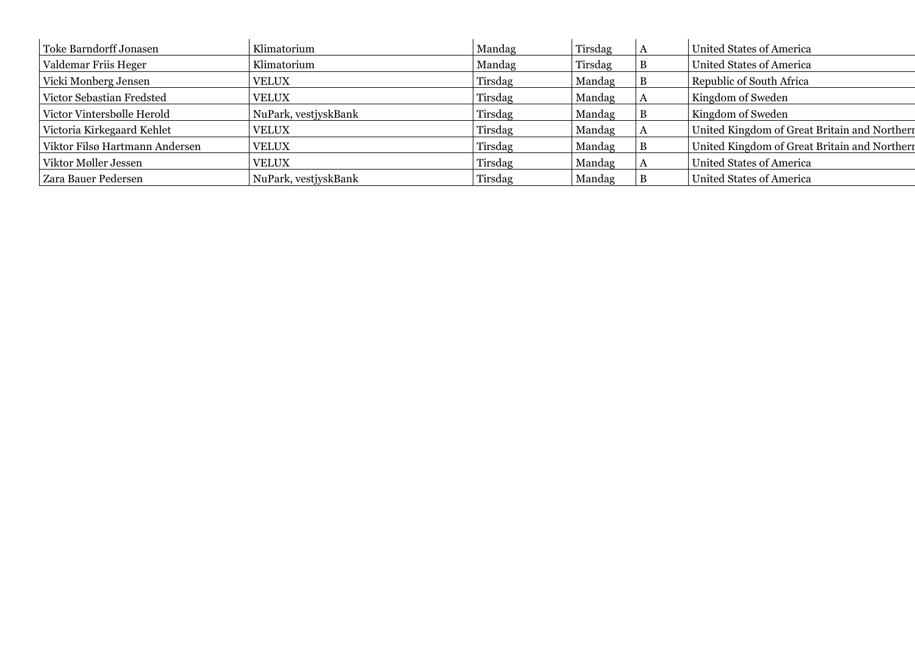| | | | | | |
|---|---|---|---|---|---|
| Toke Barndorff Jonasen | Klimatorium | Mandag | Tirsdag | A | United States of America |
| Valdemar Friis Heger | Klimatorium | Mandag | Tirsdag | B | United States of America |
| Vicki Monberg Jensen | VELUX | Tirsdag | Mandag | B | Republic of South Africa |
| Victor Sebastian Fredsted | VELUX | Tirsdag | Mandag | A | Kingdom of Sweden |
| Victor Vintersbølle Herold | NuPark, vestjyskBank | Tirsdag | Mandag | B | Kingdom of Sweden |
| Victoria Kirkegaard Kehlet | VELUX | Tirsdag | Mandag | A | United Kingdom of Great Britain and Northern |
| Viktor Filsø Hartmann Andersen | VELUX | Tirsdag | Mandag | B | United Kingdom of Great Britain and Northern |
| Viktor Møller Jessen | VELUX | Tirsdag | Mandag | A | United States of America |
| Zara Bauer Pedersen | NuPark, vestjyskBank | Tirsdag | Mandag | B | United States of America |